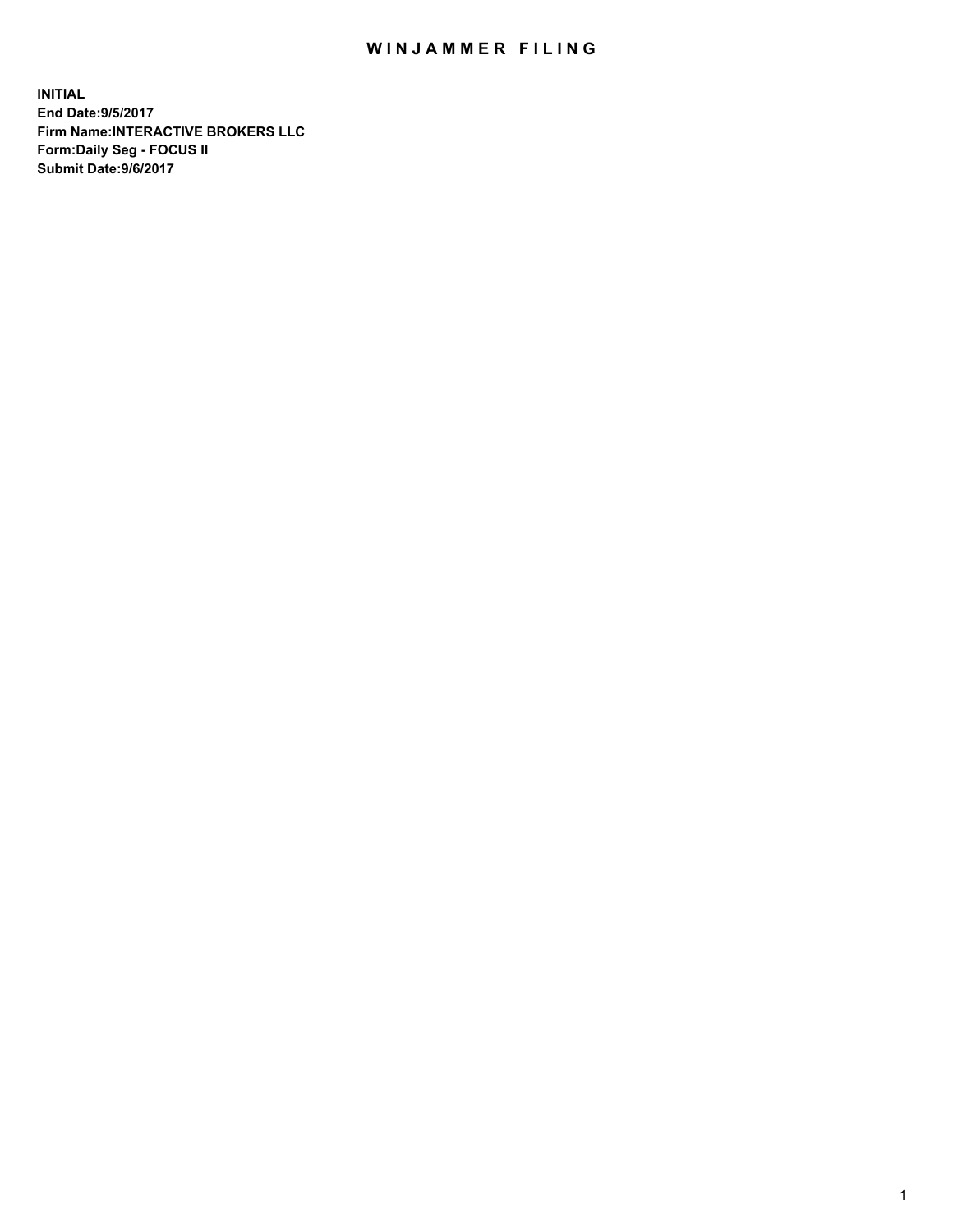# WINJAMMER FILING

**INITIAL**
**End Date:9/5/2017**
**Firm Name:INTERACTIVE BROKERS LLC**
**Form:Daily Seg - FOCUS II**
**Submit Date:9/6/2017**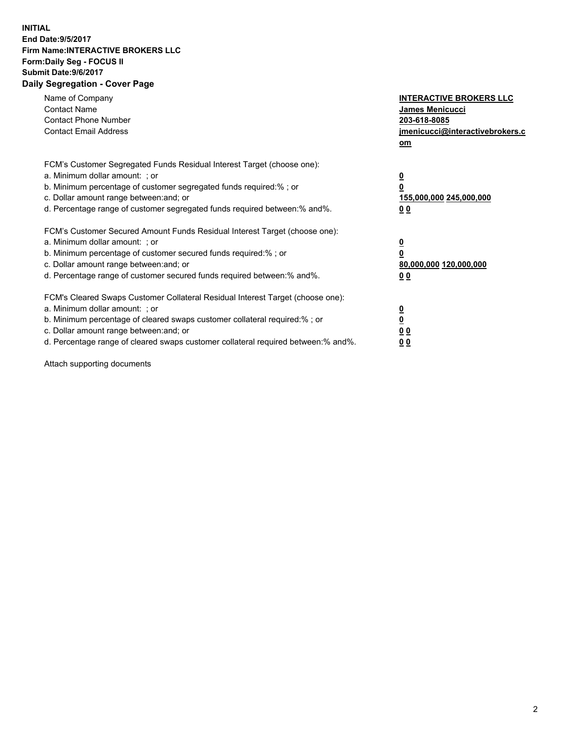**INITIAL**
**End Date:9/5/2017**
**Firm Name:INTERACTIVE BROKERS LLC**
**Form:Daily Seg - FOCUS II**
**Submit Date:9/6/2017**
**Daily Segregation - Cover Page**

| | |
|---|---|
| Name of Company | **INTERACTIVE BROKERS LLC** |
| Contact Name | **James Menicucci** |
| Contact Phone Number | **203-618-8085** |
| Contact Email Address | **jmenicucci@interactivebrokers.com** |

FCM's Customer Segregated Funds Residual Interest Target (choose one):

| | |
|---|---|
| a. Minimum dollar amount: ; or | **0** |
| b. Minimum percentage of customer segregated funds required:% ; or | **0** |
| c. Dollar amount range between:and; or | **155,000,000 245,000,000** |
| d. Percentage range of customer segregated funds required between:% and%. | **0 0** |

FCM's Customer Secured Amount Funds Residual Interest Target (choose one):

| | |
|---|---|
| a. Minimum dollar amount: ; or | **0** |
| b. Minimum percentage of customer secured funds required:% ; or | **0** |
| c. Dollar amount range between:and; or | **80,000,000 120,000,000** |
| d. Percentage range of customer secured funds required between:% and%. | **0 0** |

FCM's Cleared Swaps Customer Collateral Residual Interest Target (choose one):

| | |
|---|---|
| a. Minimum dollar amount: ; or | **0** |
| b. Minimum percentage of cleared swaps customer collateral required:% ; or | **0** |
| c. Dollar amount range between:and; or | **0 0** |
| d. Percentage range of cleared swaps customer collateral required between:% and%. | **0 0** |

Attach supporting documents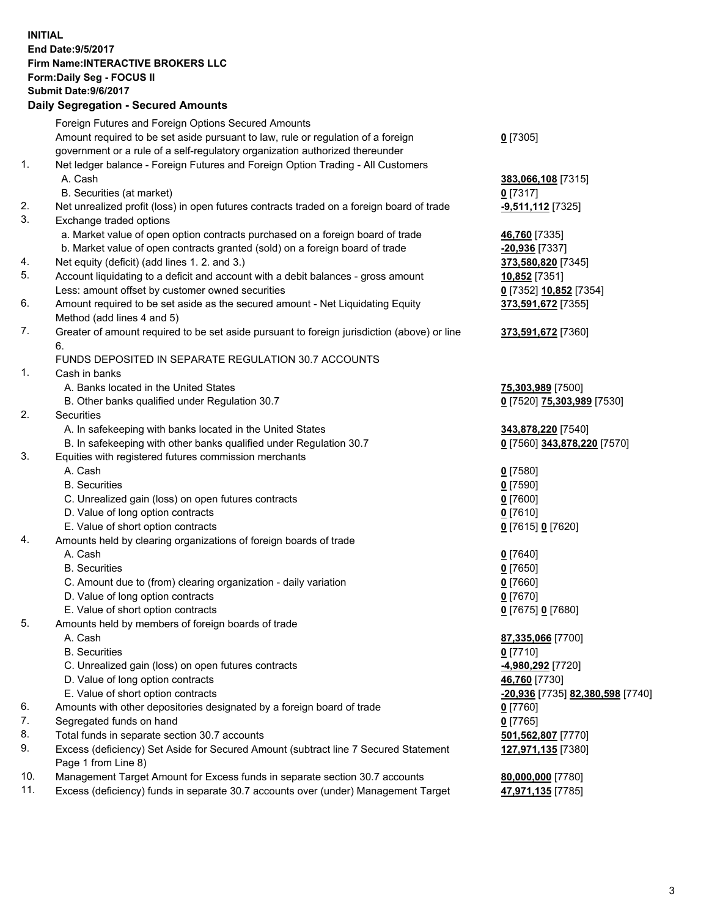**INITIAL**
**End Date:9/5/2017**
**Firm Name:INTERACTIVE BROKERS LLC**
**Form:Daily Seg - FOCUS II**
**Submit Date:9/6/2017**

## Daily Segregation - Secured Amounts

| | | |
|---|---|---|
| | Foreign Futures and Foreign Options Secured Amounts | |
| | Amount required to be set aside pursuant to law, rule or regulation of a foreign government or a rule of a self-regulatory organization authorized thereunder | **0** [7305] |
| 1. | Net ledger balance - Foreign Futures and Foreign Option Trading - All Customers | |
| | A. Cash | **383,066,108** [7315] |
| | B. Securities (at market) | **0** [7317] |
| 2. | Net unrealized profit (loss) in open futures contracts traded on a foreign board of trade | **-9,511,112** [7325] |
| 3. | Exchange traded options | |
| | a. Market value of open option contracts purchased on a foreign board of trade | **46,760** [7335] |
| | b. Market value of open contracts granted (sold) on a foreign board of trade | **-20,936** [7337] |
| 4. | Net equity (deficit) (add lines 1. 2. and 3.) | **373,580,820** [7345] |
| 5. | Account liquidating to a deficit and account with a debit balances - gross amount | **10,852** [7351] |
| | Less: amount offset by customer owned securities | **0** [7352] **10,852** [7354] |
| 6. | Amount required to be set aside as the secured amount - Net Liquidating Equity Method (add lines 4 and 5) | **373,591,672** [7355] |
| 7. | Greater of amount required to be set aside pursuant to foreign jurisdiction (above) or line 6. | **373,591,672** [7360] |
| | FUNDS DEPOSITED IN SEPARATE REGULATION 30.7 ACCOUNTS | |
| 1. | Cash in banks | |
| | A. Banks located in the United States | **75,303,989** [7500] |
| | B. Other banks qualified under Regulation 30.7 | **0** [7520] **75,303,989** [7530] |
| 2. | Securities | |
| | A. In safekeeping with banks located in the United States | **343,878,220** [7540] |
| | B. In safekeeping with other banks qualified under Regulation 30.7 | **0** [7560] **343,878,220** [7570] |
| 3. | Equities with registered futures commission merchants | |
| | A. Cash | **0** [7580] |
| | B. Securities | **0** [7590] |
| | C. Unrealized gain (loss) on open futures contracts | **0** [7600] |
| | D. Value of long option contracts | **0** [7610] |
| | E. Value of short option contracts | **0** [7615] **0** [7620] |
| 4. | Amounts held by clearing organizations of foreign boards of trade | |
| | A. Cash | **0** [7640] |
| | B. Securities | **0** [7650] |
| | C. Amount due to (from) clearing organization - daily variation | **0** [7660] |
| | D. Value of long option contracts | **0** [7670] |
| | E. Value of short option contracts | **0** [7675] **0** [7680] |
| 5. | Amounts held by members of foreign boards of trade | |
| | A. Cash | **87,335,066** [7700] |
| | B. Securities | **0** [7710] |
| | C. Unrealized gain (loss) on open futures contracts | **-4,980,292** [7720] |
| | D. Value of long option contracts | **46,760** [7730] |
| | E. Value of short option contracts | **-20,936** [7735] **82,380,598** [7740] |
| 6. | Amounts with other depositories designated by a foreign board of trade | **0** [7760] |
| 7. | Segregated funds on hand | **0** [7765] |
| 8. | Total funds in separate section 30.7 accounts | **501,562,807** [7770] |
| 9. | Excess (deficiency) Set Aside for Secured Amount (subtract line 7 Secured Statement Page 1 from Line 8) | **127,971,135** [7380] |
| 10. | Management Target Amount for Excess funds in separate section 30.7 accounts | **80,000,000** [7780] |
| 11. | Excess (deficiency) funds in separate 30.7 accounts over (under) Management Target | **47,971,135** [7785] |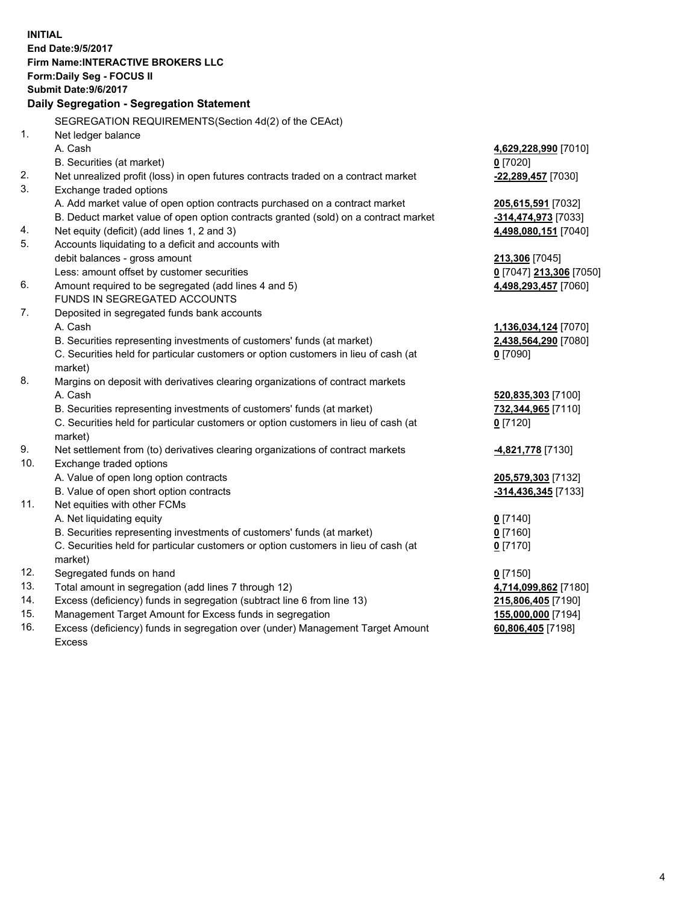**INITIAL**
**End Date:9/5/2017**
**Firm Name:INTERACTIVE BROKERS LLC**
**Form:Daily Seg - FOCUS II**
**Submit Date:9/6/2017**

**Daily Segregation - Segregation Statement**

| | | |
|---|---|---|
| | SEGREGATION REQUIREMENTS(Section 4d(2) of the CEAct) | |
| 1. | Net ledger balance | |
| | A. Cash | **4,629,228,990** [7010] |
| | B. Securities (at market) | **0** [7020] |
| 2. | Net unrealized profit (loss) in open futures contracts traded on a contract market | **-22,289,457** [7030] |
| 3. | Exchange traded options | |
| | A. Add market value of open option contracts purchased on a contract market | **205,615,591** [7032] |
| | B. Deduct market value of open option contracts granted (sold) on a contract market | **-314,474,973** [7033] |
| 4. | Net equity (deficit) (add lines 1, 2 and 3) | **4,498,080,151** [7040] |
| 5. | Accounts liquidating to a deficit and accounts with debit balances - gross amount | **213,306** [7045] |
| | Less: amount offset by customer securities | **0** [7047] **213,306** [7050] |
| 6. | Amount required to be segregated (add lines 4 and 5) | **4,498,293,457** [7060] |
| | FUNDS IN SEGREGATED ACCOUNTS | |
| 7. | Deposited in segregated funds bank accounts | |
| | A. Cash | **1,136,034,124** [7070] |
| | B. Securities representing investments of customers' funds (at market) | **2,438,564,290** [7080] |
| | C. Securities held for particular customers or option customers in lieu of cash (at market) | **0** [7090] |
| 8. | Margins on deposit with derivatives clearing organizations of contract markets | |
| | A. Cash | **520,835,303** [7100] |
| | B. Securities representing investments of customers' funds (at market) | **732,344,965** [7110] |
| | C. Securities held for particular customers or option customers in lieu of cash (at market) | **0** [7120] |
| 9. | Net settlement from (to) derivatives clearing organizations of contract markets | **-4,821,778** [7130] |
| 10. | Exchange traded options | |
| | A. Value of open long option contracts | **205,579,303** [7132] |
| | B. Value of open short option contracts | **-314,436,345** [7133] |
| 11. | Net equities with other FCMs | |
| | A. Net liquidating equity | **0** [7140] |
| | B. Securities representing investments of customers' funds (at market) | **0** [7160] |
| | C. Securities held for particular customers or option customers in lieu of cash (at market) | **0** [7170] |
| 12. | Segregated funds on hand | **0** [7150] |
| 13. | Total amount in segregation (add lines 7 through 12) | **4,714,099,862** [7180] |
| 14. | Excess (deficiency) funds in segregation (subtract line 6 from line 13) | **215,806,405** [7190] |
| 15. | Management Target Amount for Excess funds in segregation | **155,000,000** [7194] |
| 16. | Excess (deficiency) funds in segregation over (under) Management Target Amount Excess | **60,806,405** [7198] |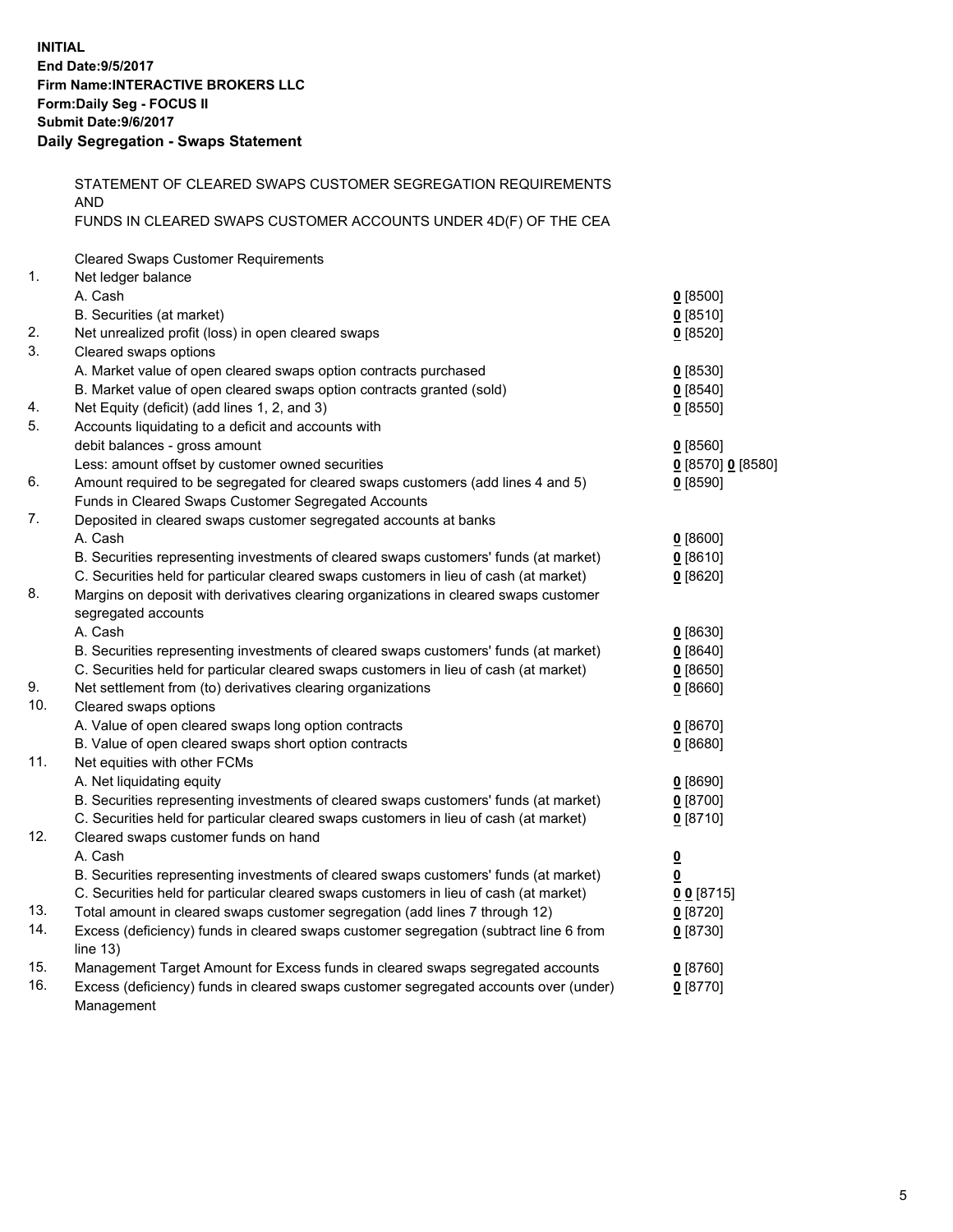**INITIAL**
**End Date:9/5/2017**
**Firm Name:INTERACTIVE BROKERS LLC**
**Form:Daily Seg - FOCUS II**
**Submit Date:9/6/2017**
**Daily Segregation - Swaps Statement**

STATEMENT OF CLEARED SWAPS CUSTOMER SEGREGATION REQUIREMENTS AND FUNDS IN CLEARED SWAPS CUSTOMER ACCOUNTS UNDER 4D(F) OF THE CEA

| | | |
|---|---|---|
| | Cleared Swaps Customer Requirements | |
| 1. | Net ledger balance | |
| | A. Cash | 0 [8500] |
| | B. Securities (at market) | 0 [8510] |
| 2. | Net unrealized profit (loss) in open cleared swaps | 0 [8520] |
| 3. | Cleared swaps options | |
| | A. Market value of open cleared swaps option contracts purchased | 0 [8530] |
| | B. Market value of open cleared swaps option contracts granted (sold) | 0 [8540] |
| 4. | Net Equity (deficit) (add lines 1, 2, and 3) | 0 [8550] |
| 5. | Accounts liquidating to a deficit and accounts with debit balances - gross amount | 0 [8560] |
| | Less: amount offset by customer owned securities | 0 [8570] 0 [8580] |
| 6. | Amount required to be segregated for cleared swaps customers (add lines 4 and 5) | 0 [8590] |
| | Funds in Cleared Swaps Customer Segregated Accounts | |
| 7. | Deposited in cleared swaps customer segregated accounts at banks | |
| | A. Cash | 0 [8600] |
| | B. Securities representing investments of cleared swaps customers' funds (at market) | 0 [8610] |
| | C. Securities held for particular cleared swaps customers in lieu of cash (at market) | 0 [8620] |
| 8. | Margins on deposit with derivatives clearing organizations in cleared swaps customer segregated accounts | |
| | A. Cash | 0 [8630] |
| | B. Securities representing investments of cleared swaps customers' funds (at market) | 0 [8640] |
| | C. Securities held for particular cleared swaps customers in lieu of cash (at market) | 0 [8650] |
| 9. | Net settlement from (to) derivatives clearing organizations | 0 [8660] |
| 10. | Cleared swaps options | |
| | A. Value of open cleared swaps long option contracts | 0 [8670] |
| | B. Value of open cleared swaps short option contracts | 0 [8680] |
| 11. | Net equities with other FCMs | |
| | A. Net liquidating equity | 0 [8690] |
| | B. Securities representing investments of cleared swaps customers' funds (at market) | 0 [8700] |
| | C. Securities held for particular cleared swaps customers in lieu of cash (at market) | 0 [8710] |
| 12. | Cleared swaps customer funds on hand | |
| | A. Cash | 0 |
| | B. Securities representing investments of cleared swaps customers' funds (at market) | 0 |
| | C. Securities held for particular cleared swaps customers in lieu of cash (at market) | 0 0 [8715] |
| 13. | Total amount in cleared swaps customer segregation (add lines 7 through 12) | 0 [8720] |
| 14. | Excess (deficiency) funds in cleared swaps customer segregation (subtract line 6 from line 13) | 0 [8730] |
| 15. | Management Target Amount for Excess funds in cleared swaps segregated accounts | 0 [8760] |
| 16. | Excess (deficiency) funds in cleared swaps customer segregated accounts over (under) Management | 0 [8770] |